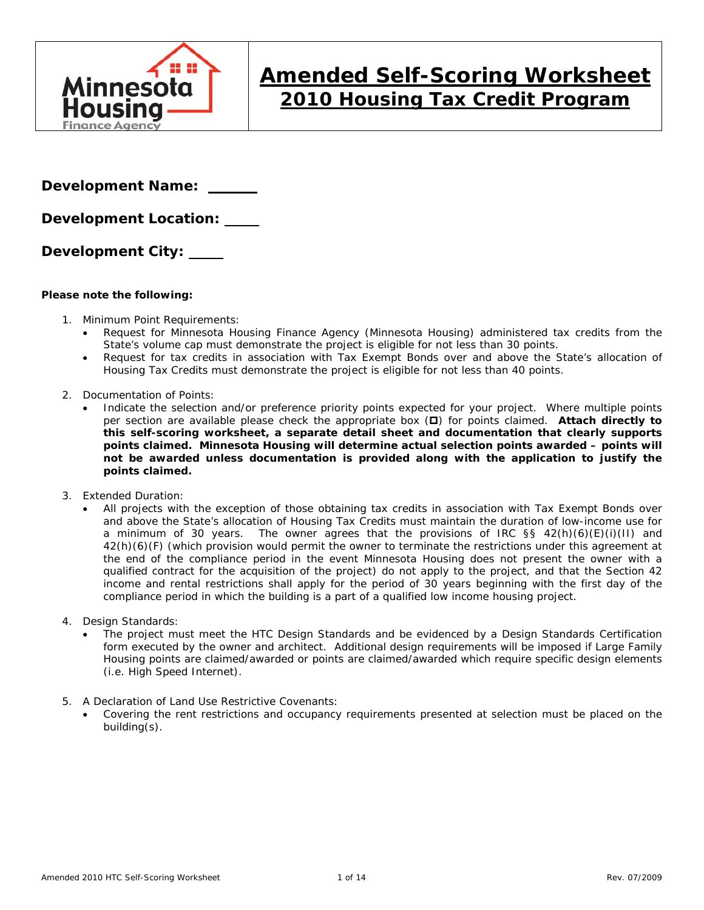# Amended Self-Scoring Worksheet
## 2010 Housing Tax Credit Program

**Development Name:** ______

**Development Location:** ____

**Development City:** ____

**Please note the following:**

1. Minimum Point Requirements:
   - Request for Minnesota Housing Finance Agency (Minnesota Housing) administered tax credits from the State's volume cap must demonstrate the project is eligible for not less than 30 points.
   - Request for tax credits in association with Tax Exempt Bonds over and above the State's allocation of Housing Tax Credits must demonstrate the project is eligible for not less than 40 points.

2. Documentation of Points:
   - Indicate the selection and/or preference priority points expected for your project. Where multiple points per section are available please check the appropriate box (☐) for points claimed. **Attach directly to this self-scoring worksheet, a separate detail sheet and documentation that clearly supports points claimed. Minnesota Housing will determine actual selection points awarded – points will not be awarded unless documentation is provided along with the application to justify the points claimed.**

3. Extended Duration:
   - All projects with the exception of those obtaining tax credits in association with Tax Exempt Bonds over and above the State's allocation of Housing Tax Credits must maintain the duration of low-income use for a minimum of 30 years. The owner agrees that the provisions of IRC §§ 42(h)(6)(E)(i)(II) and 42(h)(6)(F) (which provision would permit the owner to terminate the restrictions under this agreement at the end of the compliance period in the event Minnesota Housing does not present the owner with a qualified contract for the acquisition of the project) do not apply to the project, and that the Section 42 income and rental restrictions shall apply for the period of 30 years beginning with the first day of the compliance period in which the building is a part of a qualified low income housing project.

4. Design Standards:
   - The project must meet the HTC Design Standards and be evidenced by a Design Standards Certification form executed by the owner and architect. Additional design requirements will be imposed if Large Family Housing points are claimed/awarded or points are claimed/awarded which require specific design elements (i.e. High Speed Internet).

5. A Declaration of Land Use Restrictive Covenants:
   - Covering the rent restrictions and occupancy requirements presented at selection must be placed on the building(s).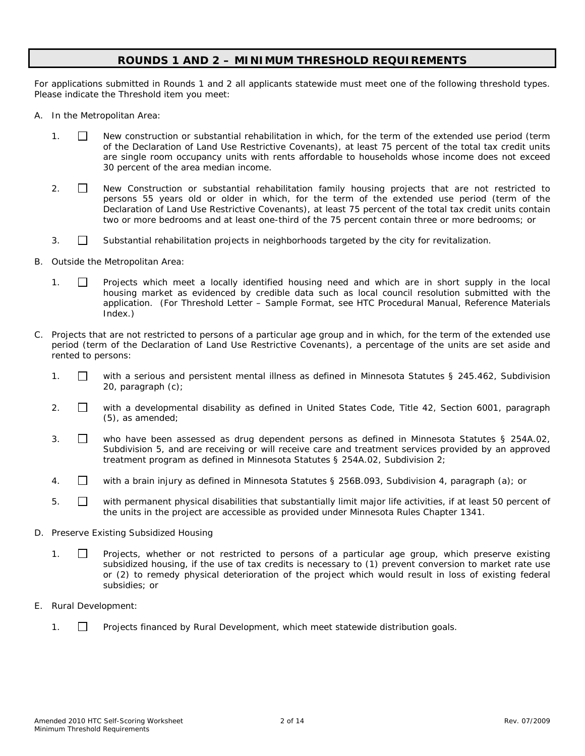## ROUNDS 1 AND 2 – MINIMUM THRESHOLD REQUIREMENTS

For applications submitted in Rounds 1 and 2 all applicants statewide must meet one of the following threshold types. Please indicate the Threshold item you meet:

A. In the Metropolitan Area:

1. ☐ New construction or substantial rehabilitation in which, for the term of the extended use period (term of the Declaration of Land Use Restrictive Covenants), at least 75 percent of the total tax credit units are single room occupancy units with rents affordable to households whose income does not exceed 30 percent of the area median income.

2. ☐ New Construction or substantial rehabilitation family housing projects that are not restricted to persons 55 years old or older in which, for the term of the extended use period (term of the Declaration of Land Use Restrictive Covenants), at least 75 percent of the total tax credit units contain two or more bedrooms and at least one-third of the 75 percent contain three or more bedrooms; or

3. ☐ Substantial rehabilitation projects in neighborhoods targeted by the city for revitalization.

B. Outside the Metropolitan Area:

1. ☐ Projects which meet a locally identified housing need and which are in short supply in the local housing market as evidenced by credible data such as local council resolution submitted with the application. (For Threshold Letter – Sample Format, see HTC Procedural Manual, Reference Materials Index.)

C. Projects that are not restricted to persons of a particular age group and in which, for the term of the extended use period (term of the Declaration of Land Use Restrictive Covenants), a percentage of the units are set aside and rented to persons:

1. ☐ with a serious and persistent mental illness as defined in Minnesota Statutes § 245.462, Subdivision 20, paragraph (c);

2. ☐ with a developmental disability as defined in United States Code, Title 42, Section 6001, paragraph (5), as amended;

3. ☐ who have been assessed as drug dependent persons as defined in Minnesota Statutes § 254A.02, Subdivision 5, and are receiving or will receive care and treatment services provided by an approved treatment program as defined in Minnesota Statutes § 254A.02, Subdivision 2;

4. ☐ with a brain injury as defined in Minnesota Statutes § 256B.093, Subdivision 4, paragraph (a); or

5. ☐ with permanent physical disabilities that substantially limit major life activities, if at least 50 percent of the units in the project are accessible as provided under Minnesota Rules Chapter 1341.

D. Preserve Existing Subsidized Housing

1. ☐ Projects, whether or not restricted to persons of a particular age group, which preserve existing subsidized housing, if the use of tax credits is necessary to (1) prevent conversion to market rate use or (2) to remedy physical deterioration of the project which would result in loss of existing federal subsidies; or

E. Rural Development:

1. ☐ Projects financed by Rural Development, which meet statewide distribution goals.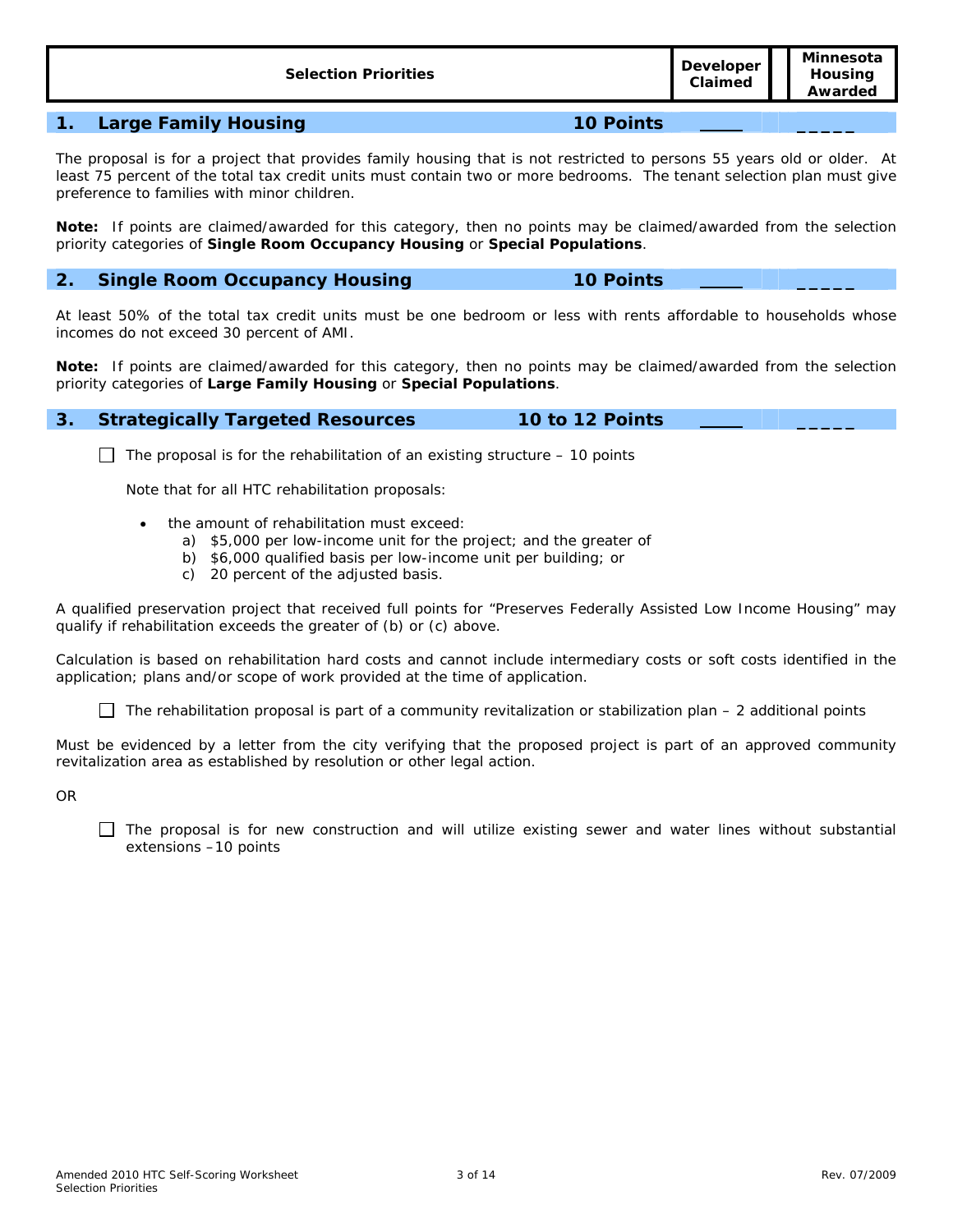| Selection Priorities | Developer Claimed | Minnesota Housing Awarded |
|---|---|---|

## 1. Large Family Housing — 10 Points ____ _____

The proposal is for a project that provides family housing that is not restricted to persons 55 years old or older. At least 75 percent of the total tax credit units must contain two or more bedrooms. The tenant selection plan must give preference to families with minor children.

**Note:** If points are claimed/awarded for this category, then no points may be claimed/awarded from the selection priority categories of **Single Room Occupancy Housing** or **Special Populations**.

## 2. Single Room Occupancy Housing — 10 Points ____ _____

At least 50% of the total tax credit units must be one bedroom or less with rents affordable to households whose incomes do not exceed 30 percent of AMI.

**Note:** If points are claimed/awarded for this category, then no points may be claimed/awarded from the selection priority categories of **Large Family Housing** or **Special Populations**.

## 3. Strategically Targeted Resources — 10 to 12 Points ____ _____

☐ The proposal is for the rehabilitation of an existing structure – 10 points

Note that for all HTC rehabilitation proposals:

- the amount of rehabilitation must exceed:
  a) $5,000 per low-income unit for the project; and the greater of
  b) $6,000 qualified basis per low-income unit per building; or
  c) 20 percent of the adjusted basis.

A qualified preservation project that received full points for "Preserves Federally Assisted Low Income Housing" may qualify if rehabilitation exceeds the greater of (b) or (c) above.

Calculation is based on rehabilitation hard costs and cannot include intermediary costs or soft costs identified in the application; plans and/or scope of work provided at the time of application.

☐ The rehabilitation proposal is part of a community revitalization or stabilization plan – 2 additional points

Must be evidenced by a letter from the city verifying that the proposed project is part of an approved community revitalization area as established by resolution or other legal action.

OR

☐ The proposal is for new construction and will utilize existing sewer and water lines without substantial extensions –10 points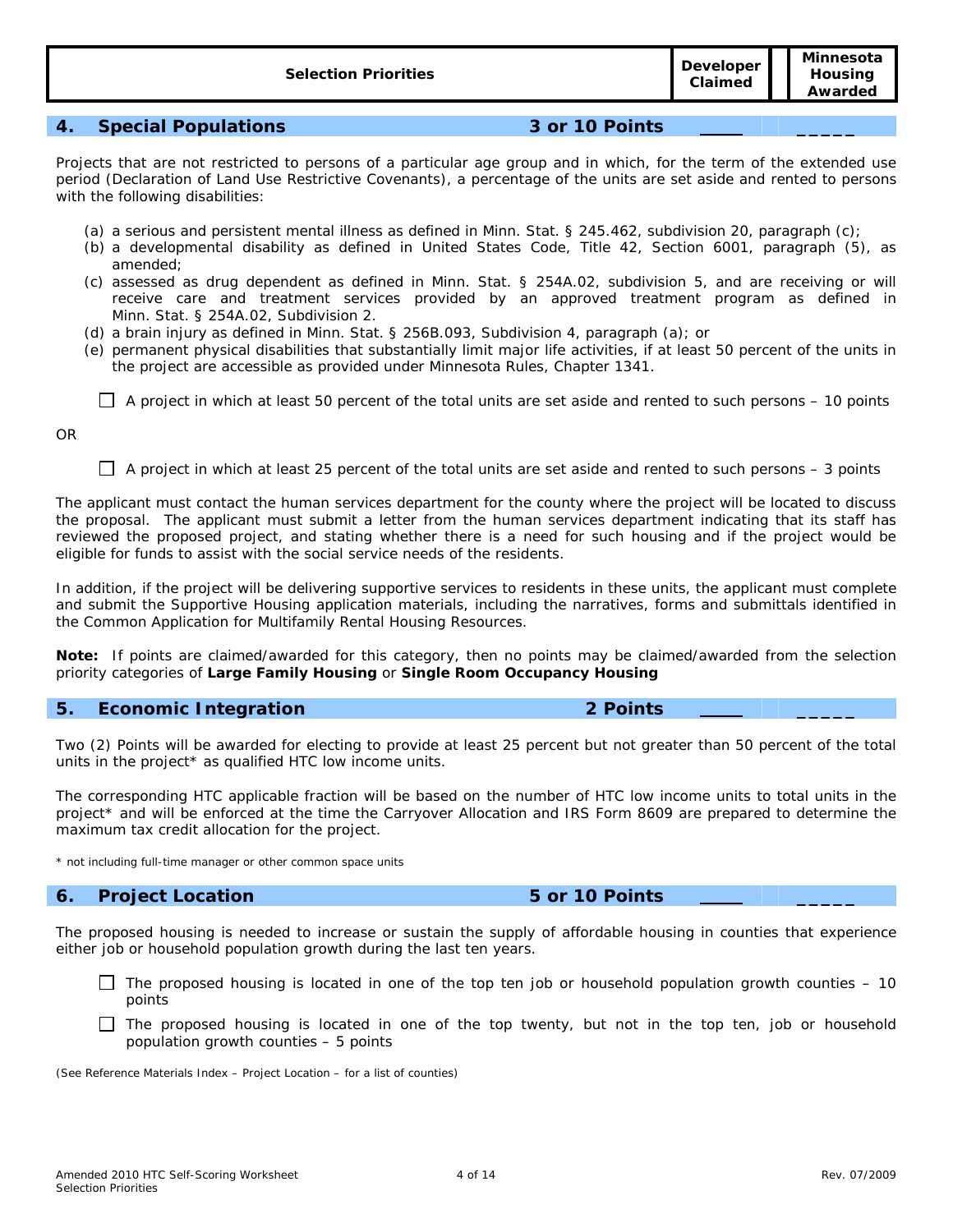| Selection Priorities | Developer Claimed | Minnesota Housing Awarded |
|---|---|---|

## 4. Special Populations — 3 or 10 Points ____ _____

Projects that are not restricted to persons of a particular age group and in which, for the term of the extended use period (Declaration of Land Use Restrictive Covenants), a percentage of the units are set aside and rented to persons with the following disabilities:

(a) a serious and persistent mental illness as defined in Minn. Stat. § 245.462, subdivision 20, paragraph (c);
(b) a developmental disability as defined in United States Code, Title 42, Section 6001, paragraph (5), as amended;
(c) assessed as drug dependent as defined in Minn. Stat. § 254A.02, subdivision 5, and are receiving or will receive care and treatment services provided by an approved treatment program as defined in Minn. Stat. § 254A.02, Subdivision 2.
(d) a brain injury as defined in Minn. Stat. § 256B.093, Subdivision 4, paragraph (a); or
(e) permanent physical disabilities that substantially limit major life activities, if at least 50 percent of the units in the project are accessible as provided under Minnesota Rules, Chapter 1341.

☐ A project in which at least 50 percent of the total units are set aside and rented to such persons – 10 points

OR

☐ A project in which at least 25 percent of the total units are set aside and rented to such persons – 3 points

The applicant must contact the human services department for the county where the project will be located to discuss the proposal. The applicant must submit a letter from the human services department indicating that its staff has reviewed the proposed project, and stating whether there is a need for such housing and if the project would be eligible for funds to assist with the social service needs of the residents.

In addition, if the project will be delivering supportive services to residents in these units, the applicant must complete and submit the Supportive Housing application materials, including the narratives, forms and submittals identified in the Common Application for Multifamily Rental Housing Resources.

**Note:** If points are claimed/awarded for this category, then no points may be claimed/awarded from the selection priority categories of **Large Family Housing** or **Single Room Occupancy Housing**

## 5. Economic Integration — 2 Points ____ _____

Two (2) Points will be awarded for electing to provide at least 25 percent but not greater than 50 percent of the total units in the project* as qualified HTC low income units.

The corresponding HTC applicable fraction will be based on the number of HTC low income units to total units in the project* and will be enforced at the time the Carryover Allocation and IRS Form 8609 are prepared to determine the maximum tax credit allocation for the project.

\* not including full-time manager or other common space units

## 6. Project Location — 5 or 10 Points ____ _____

The proposed housing is needed to increase or sustain the supply of affordable housing in counties that experience either job or household population growth during the last ten years.

☐ The proposed housing is located in one of the top ten job or household population growth counties – 10 points

☐ The proposed housing is located in one of the top twenty, but not in the top ten, job or household population growth counties – 5 points

(See Reference Materials Index – Project Location – for a list of counties)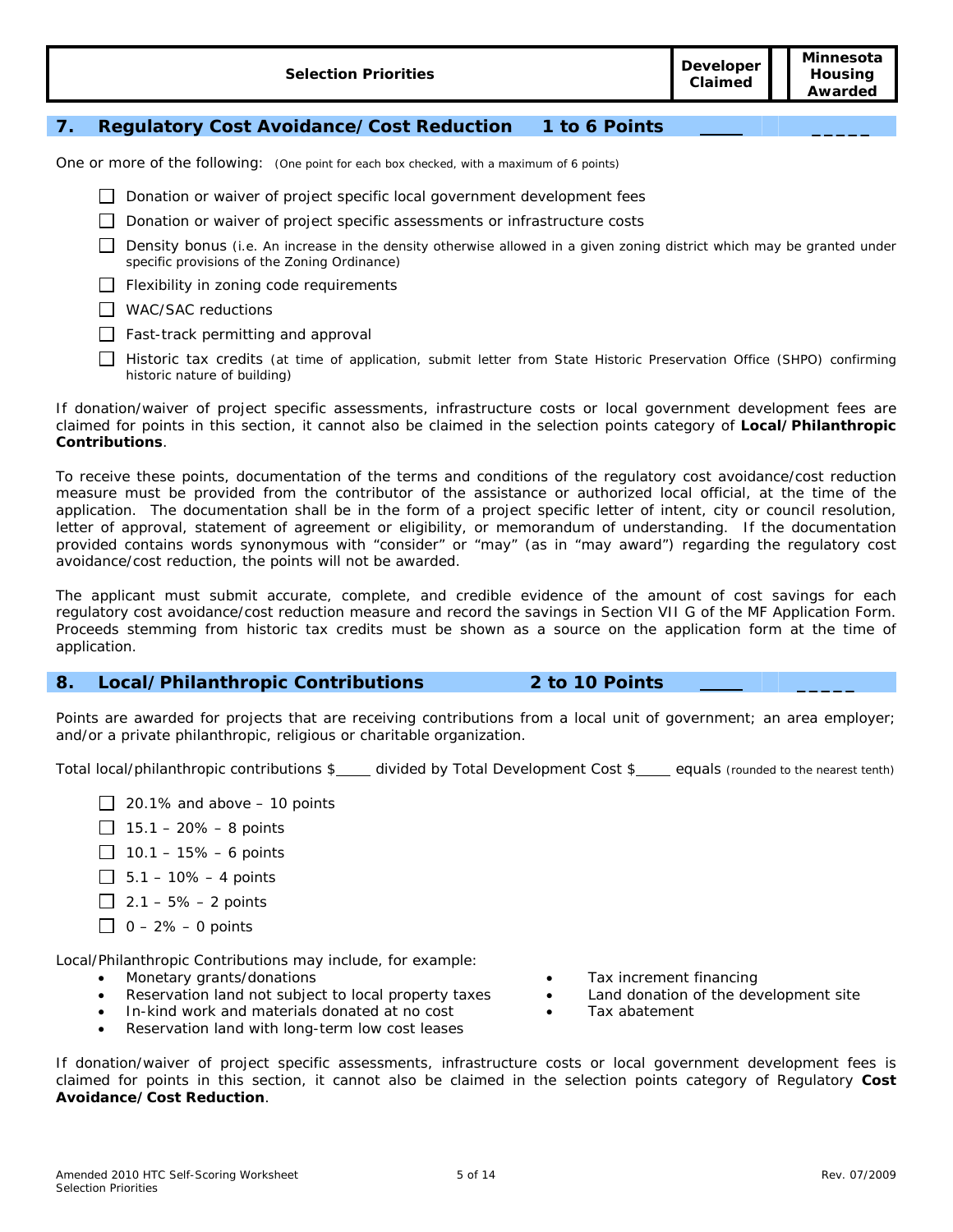| Selection Priorities | Developer Claimed | Minnesota Housing Awarded |
|---|---|---|

## 7. Regulatory Cost Avoidance/Cost Reduction 1 to 6 Points ____ _____

One or more of the following: (One point for each box checked, with a maximum of 6 points)

- ☐ Donation or waiver of project specific local government development fees
- ☐ Donation or waiver of project specific assessments or infrastructure costs
- ☐ Density bonus (i.e. An increase in the density otherwise allowed in a given zoning district which may be granted under specific provisions of the Zoning Ordinance)
- ☐ Flexibility in zoning code requirements
- ☐ WAC/SAC reductions
- ☐ Fast-track permitting and approval
- ☐ Historic tax credits (at time of application, submit letter from State Historic Preservation Office (SHPO) confirming historic nature of building)

If donation/waiver of project specific assessments, infrastructure costs or local government development fees are claimed for points in this section, it cannot also be claimed in the selection points category of **Local/Philanthropic Contributions**.

To receive these points, documentation of the terms and conditions of the regulatory cost avoidance/cost reduction measure must be provided from the contributor of the assistance or authorized local official, at the time of the application. The documentation shall be in the form of a project specific letter of intent, city or council resolution, letter of approval, statement of agreement or eligibility, or memorandum of understanding. If the documentation provided contains words synonymous with "consider" or "may" (as in "may award") regarding the regulatory cost avoidance/cost reduction, the points will not be awarded.

The applicant must submit accurate, complete, and credible evidence of the amount of cost savings for each regulatory cost avoidance/cost reduction measure and record the savings in Section VII G of the MF Application Form. Proceeds stemming from historic tax credits must be shown as a source on the application form at the time of application.

## 8. Local/Philanthropic Contributions 2 to 10 Points ____ _____

Points are awarded for projects that are receiving contributions from a local unit of government; an area employer; and/or a private philanthropic, religious or charitable organization.

Total local/philanthropic contributions $____ divided by Total Development Cost $____ equals (rounded to the nearest tenth)

- ☐ 20.1% and above – 10 points
- ☐ 15.1 – 20% – 8 points
- ☐ 10.1 – 15% – 6 points
- ☐ 5.1 – 10% – 4 points
- ☐ 2.1 – 5% – 2 points
- ☐ 0 – 2% – 0 points

Local/Philanthropic Contributions may include, for example:

- Monetary grants/donations
- Reservation land not subject to local property taxes
- In-kind work and materials donated at no cost
- Reservation land with long-term low cost leases
- Tax increment financing
- Land donation of the development site
- Tax abatement

If donation/waiver of project specific assessments, infrastructure costs or local government development fees is claimed for points in this section, it cannot also be claimed in the selection points category of Regulatory **Cost Avoidance/Cost Reduction**.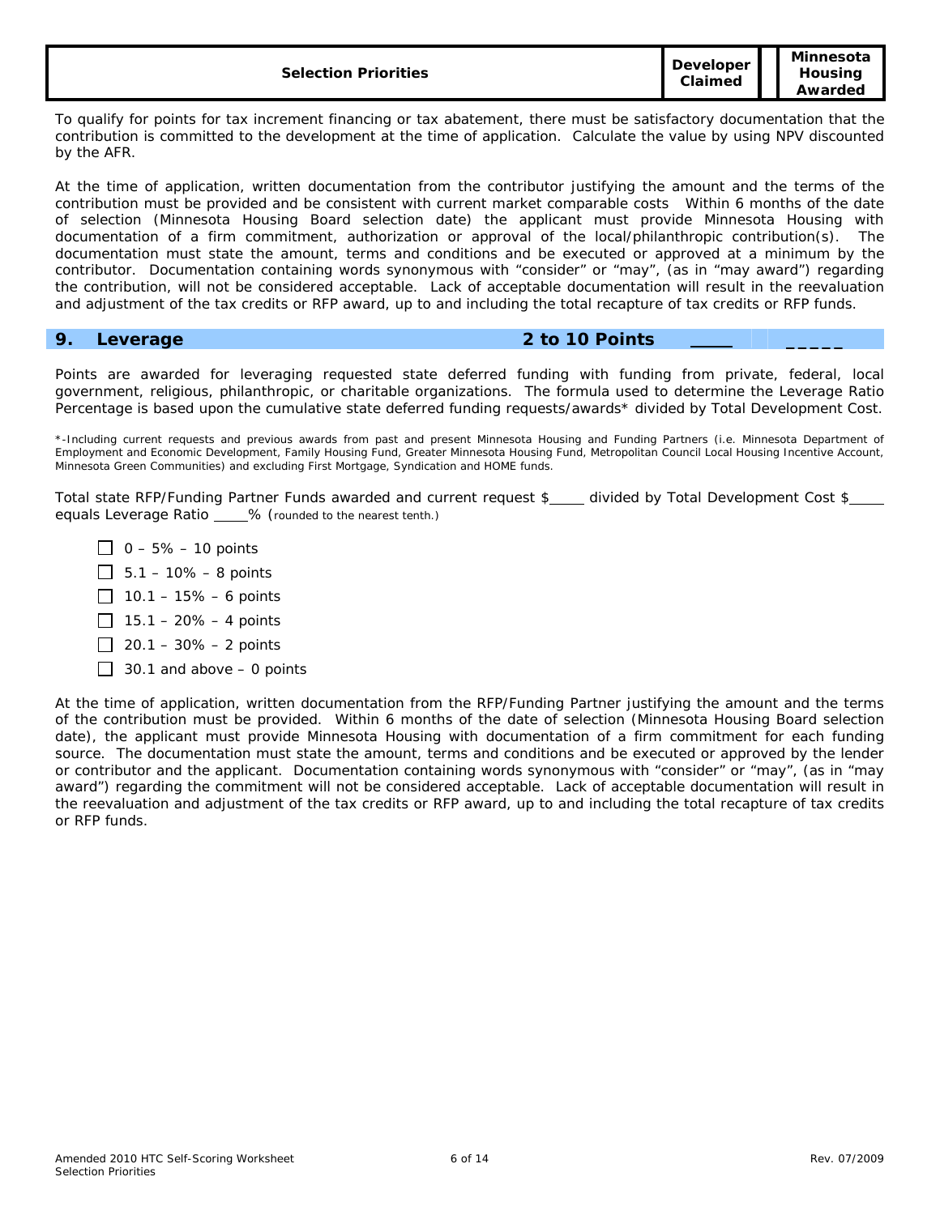| Selection Priorities | Developer Claimed | | Minnesota Housing Awarded |
|---|---|---|---|

To qualify for points for tax increment financing or tax abatement, there must be satisfactory documentation that the contribution is committed to the development at the time of application. Calculate the value by using NPV discounted by the AFR.

At the time of application, written documentation from the contributor justifying the amount and the terms of the contribution must be provided and be consistent with current market comparable costs Within 6 months of the date of selection (Minnesota Housing Board selection date) the applicant must provide Minnesota Housing with documentation of a firm commitment, authorization or approval of the local/philanthropic contribution(s). The documentation must state the amount, terms and conditions and be executed or approved at a minimum by the contributor. Documentation containing words synonymous with "consider" or "may", (as in "may award") regarding the contribution, will not be considered acceptable. Lack of acceptable documentation will result in the reevaluation and adjustment of the tax credits or RFP award, up to and including the total recapture of tax credits or RFP funds.

## 9. Leverage — 2 to 10 Points ____ _____

Points are awarded for leveraging requested state deferred funding with funding from private, federal, local government, religious, philanthropic, or charitable organizations. The formula used to determine the Leverage Ratio Percentage is based upon the cumulative state deferred funding requests/awards* divided by Total Development Cost.

*-Including current requests and previous awards from past and present Minnesota Housing and Funding Partners (i.e. Minnesota Department of Employment and Economic Development, Family Housing Fund, Greater Minnesota Housing Fund, Metropolitan Council Local Housing Incentive Account, Minnesota Green Communities) and excluding First Mortgage, Syndication and HOME funds.

Total state RFP/Funding Partner Funds awarded and current request $____ divided by Total Development Cost $____ equals Leverage Ratio ____% (rounded to the nearest tenth.)

- ☐ 0 – 5% – 10 points
- ☐ 5.1 – 10% – 8 points
- ☐ 10.1 – 15% – 6 points
- ☐ 15.1 – 20% – 4 points
- ☐ 20.1 – 30% – 2 points
- ☐ 30.1 and above – 0 points

At the time of application, written documentation from the RFP/Funding Partner justifying the amount and the terms of the contribution must be provided. Within 6 months of the date of selection (Minnesota Housing Board selection date), the applicant must provide Minnesota Housing with documentation of a firm commitment for each funding source. The documentation must state the amount, terms and conditions and be executed or approved by the lender or contributor and the applicant. Documentation containing words synonymous with "consider" or "may", (as in "may award") regarding the commitment will not be considered acceptable. Lack of acceptable documentation will result in the reevaluation and adjustment of the tax credits or RFP award, up to and including the total recapture of tax credits or RFP funds.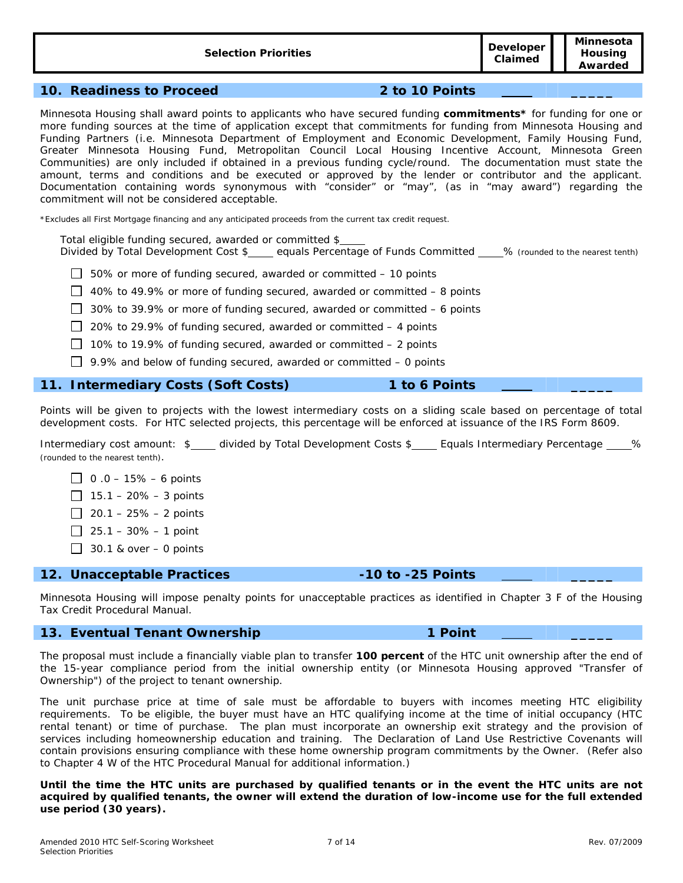| Selection Priorities | Developer Claimed | Minnesota Housing Awarded |
|---|---|---|

## 10. Readiness to Proceed — 2 to 10 Points ____ _____

Minnesota Housing shall award points to applicants who have secured funding **commitments*** for funding for one or more funding sources at the time of application except that commitments for funding from Minnesota Housing and Funding Partners (i.e. Minnesota Department of Employment and Economic Development, Family Housing Fund, Greater Minnesota Housing Fund, Metropolitan Council Local Housing Incentive Account, Minnesota Green Communities) are only included if obtained in a previous funding cycle/round. The documentation must state the amount, terms and conditions and be executed or approved by the lender or contributor and the applicant. Documentation containing words synonymous with "consider" or "may", (as in "may award") regarding the commitment will not be considered acceptable.

*Excludes all First Mortgage financing and any anticipated proceeds from the current tax credit request.

Total eligible funding secured, awarded or committed $____
Divided by Total Development Cost $____ equals Percentage of Funds Committed ____% (rounded to the nearest tenth)

- ☐ 50% or more of funding secured, awarded or committed – 10 points
- ☐ 40% to 49.9% or more of funding secured, awarded or committed – 8 points
- ☐ 30% to 39.9% or more of funding secured, awarded or committed – 6 points
- ☐ 20% to 29.9% of funding secured, awarded or committed – 4 points
- ☐ 10% to 19.9% of funding secured, awarded or committed – 2 points
- ☐ 9.9% and below of funding secured, awarded or committed – 0 points

## 11. Intermediary Costs (Soft Costs) — 1 to 6 Points ____ _____

Points will be given to projects with the lowest intermediary costs on a sliding scale based on percentage of total development costs. For HTC selected projects, this percentage will be enforced at issuance of the IRS Form 8609.

Intermediary cost amount: $____ divided by Total Development Costs $____ Equals Intermediary Percentage ____% (rounded to the nearest tenth).

- ☐ 0 .0 – 15% – 6 points
- ☐ 15.1 – 20% – 3 points
- ☐ 20.1 – 25% – 2 points
- ☐ 25.1 – 30% – 1 point
- ☐ 30.1 & over – 0 points

## 12. Unacceptable Practices — -10 to -25 Points ____ _____

Minnesota Housing will impose penalty points for unacceptable practices as identified in Chapter 3 F of the Housing Tax Credit Procedural Manual.

## 13. Eventual Tenant Ownership — 1 Point ____ _____

The proposal must include a financially viable plan to transfer **100 percent** of the HTC unit ownership after the end of the 15-year compliance period from the initial ownership entity (or Minnesota Housing approved "Transfer of Ownership") of the project to tenant ownership.

The unit purchase price at time of sale must be affordable to buyers with incomes meeting HTC eligibility requirements. To be eligible, the buyer must have an HTC qualifying income at the time of initial occupancy (HTC rental tenant) or time of purchase. The plan must incorporate an ownership exit strategy and the provision of services including homeownership education and training. The Declaration of Land Use Restrictive Covenants will contain provisions ensuring compliance with these home ownership program commitments by the Owner. (Refer also to Chapter 4 W of the HTC Procedural Manual for additional information.)

**Until the time the HTC units are purchased by qualified tenants or in the event the HTC units are not acquired by qualified tenants, the owner will extend the duration of low-income use for the full extended use period (30 years).**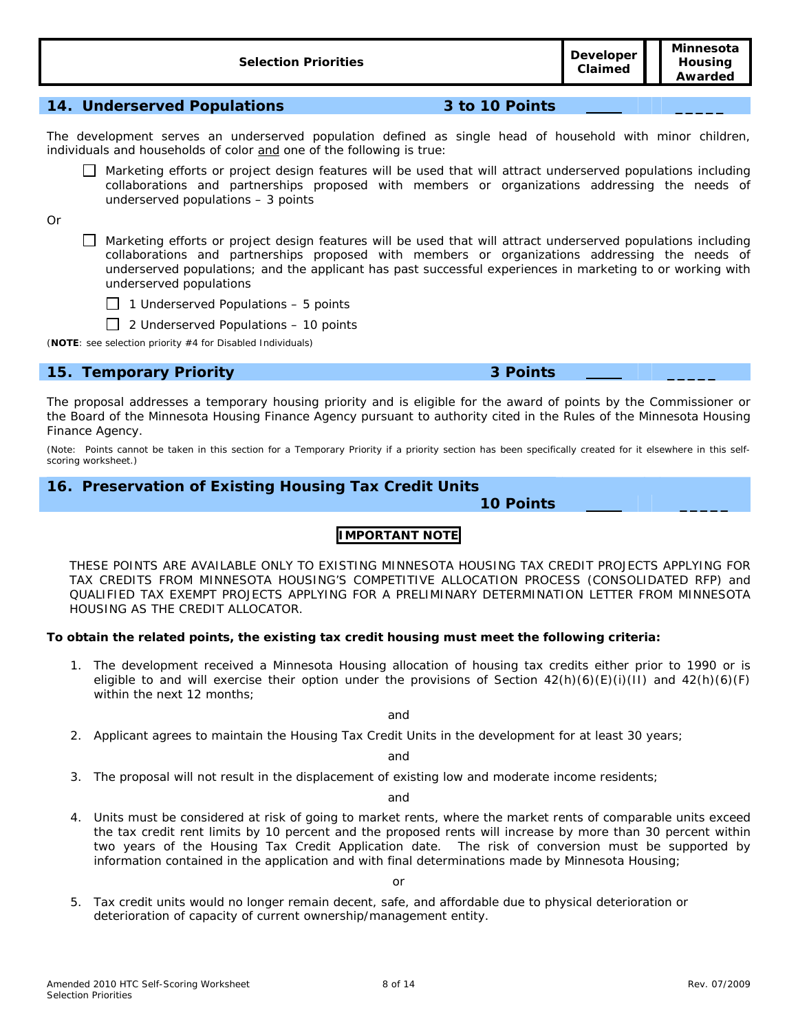| Selection Priorities | Developer Claimed | Minnesota Housing Awarded |
|---|---|---|

## 14. Underserved Populations — 3 to 10 Points ____ _____

The development serves an underserved population defined as single head of household with minor children, individuals and households of color and one of the following is true:

- ☐ Marketing efforts or project design features will be used that will attract underserved populations including collaborations and partnerships proposed with members or organizations addressing the needs of underserved populations – 3 points

Or

- ☐ Marketing efforts or project design features will be used that will attract underserved populations including collaborations and partnerships proposed with members or organizations addressing the needs of underserved populations; and the applicant has past successful experiences in marketing to or working with underserved populations
  - ☐ 1 Underserved Populations – 5 points
  - ☐ 2 Underserved Populations – 10 points

(**NOTE**: see selection priority #4 for Disabled Individuals)

## 15. Temporary Priority — 3 Points ____ _____

The proposal addresses a temporary housing priority and is eligible for the award of points by the Commissioner or the Board of the Minnesota Housing Finance Agency pursuant to authority cited in the Rules of the Minnesota Housing Finance Agency.

(Note: Points cannot be taken in this section for a Temporary Priority if a priority section has been specifically created for it elsewhere in this self-scoring worksheet.)

## 16. Preservation of Existing Housing Tax Credit Units — 10 Points ____ _____

**IMPORTANT NOTE**

THESE POINTS ARE AVAILABLE ONLY TO EXISTING MINNESOTA HOUSING TAX CREDIT PROJECTS APPLYING FOR TAX CREDITS FROM MINNESOTA HOUSING'S COMPETITIVE ALLOCATION PROCESS (CONSOLIDATED RFP) and QUALIFIED TAX EXEMPT PROJECTS APPLYING FOR A PRELIMINARY DETERMINATION LETTER FROM MINNESOTA HOUSING AS THE CREDIT ALLOCATOR.

**To obtain the related points, the existing tax credit housing must meet the following criteria:**

1. The development received a Minnesota Housing allocation of housing tax credits either prior to 1990 or is eligible to and will exercise their option under the provisions of Section 42(h)(6)(E)(i)(II) and 42(h)(6)(F) within the next 12 months;

   and

2. Applicant agrees to maintain the Housing Tax Credit Units in the development for at least 30 years;

   and

3. The proposal will not result in the displacement of existing low and moderate income residents;

   and

4. Units must be considered at risk of going to market rents, where the market rents of comparable units exceed the tax credit rent limits by 10 percent and the proposed rents will increase by more than 30 percent within two years of the Housing Tax Credit Application date. The risk of conversion must be supported by information contained in the application and with final determinations made by Minnesota Housing;

   or

5. Tax credit units would no longer remain decent, safe, and affordable due to physical deterioration or deterioration of capacity of current ownership/management entity.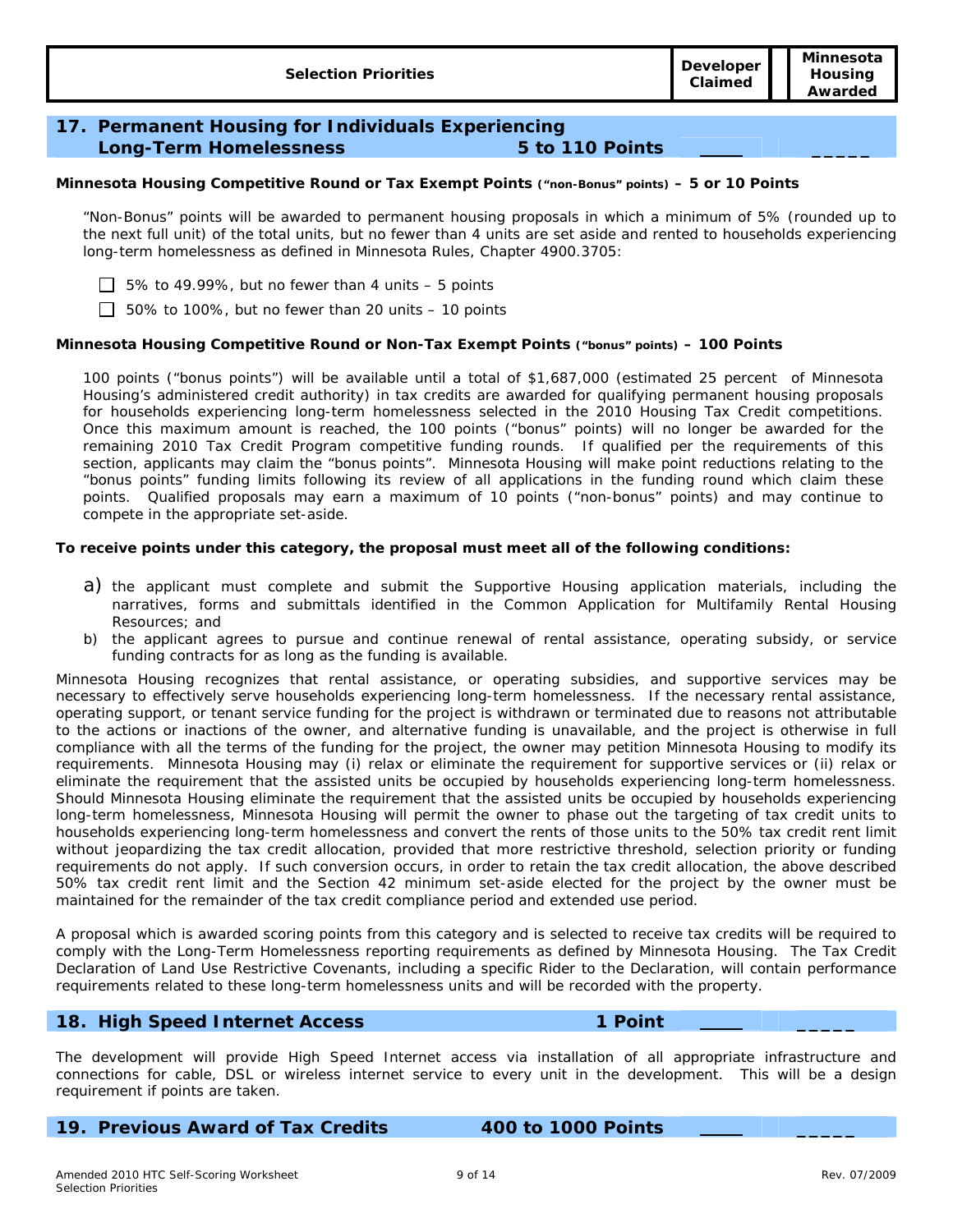| Selection Priorities | Developer Claimed | | Minnesota Housing Awarded |
|---|---|---|---|

## 17. Permanent Housing for Individuals Experiencing Long-Term Homelessness — 5 to 110 Points ____ _____

**Minnesota Housing Competitive Round or Tax Exempt Points (“non-Bonus” points) – 5 or 10 Points**

“Non-Bonus” points will be awarded to permanent housing proposals in which a minimum of 5% (rounded up to the next full unit) of the total units, but no fewer than 4 units are set aside and rented to households experiencing long-term homelessness as defined in Minnesota Rules, Chapter 4900.3705:

- ☐ 5% to 49.99%, but no fewer than 4 units – 5 points
- ☐ 50% to 100%, but no fewer than 20 units – 10 points

**Minnesota Housing Competitive Round or Non-Tax Exempt Points (“bonus” points) – 100 Points**

100 points (“bonus points”) will be available until a total of $1,687,000 (estimated 25 percent of Minnesota Housing’s administered credit authority) in tax credits are awarded for qualifying permanent housing proposals for households experiencing long-term homelessness selected in the 2010 Housing Tax Credit competitions. Once this maximum amount is reached, the 100 points (“bonus” points) will no longer be awarded for the remaining 2010 Tax Credit Program competitive funding rounds. If qualified per the requirements of this section, applicants may claim the “bonus points”. Minnesota Housing will make point reductions relating to the “bonus points” funding limits following its review of all applications in the funding round which claim these points. Qualified proposals may earn a maximum of 10 points (“non-bonus” points) and may continue to compete in the appropriate set-aside.

**To receive points under this category, the proposal must meet all of the following conditions:**

a) the applicant must complete and submit the Supportive Housing application materials, including the narratives, forms and submittals identified in the Common Application for Multifamily Rental Housing Resources; and

b) the applicant agrees to pursue and continue renewal of rental assistance, operating subsidy, or service funding contracts for as long as the funding is available.

Minnesota Housing recognizes that rental assistance, or operating subsidies, and supportive services may be necessary to effectively serve households experiencing long-term homelessness. If the necessary rental assistance, operating support, or tenant service funding for the project is withdrawn or terminated due to reasons not attributable to the actions or inactions of the owner, and alternative funding is unavailable, and the project is otherwise in full compliance with all the terms of the funding for the project, the owner may petition Minnesota Housing to modify its requirements. Minnesota Housing may (i) relax or eliminate the requirement for supportive services or (ii) relax or eliminate the requirement that the assisted units be occupied by households experiencing long-term homelessness. Should Minnesota Housing eliminate the requirement that the assisted units be occupied by households experiencing long-term homelessness, Minnesota Housing will permit the owner to phase out the targeting of tax credit units to households experiencing long-term homelessness and convert the rents of those units to the 50% tax credit rent limit without jeopardizing the tax credit allocation, provided that more restrictive threshold, selection priority or funding requirements do not apply. If such conversion occurs, in order to retain the tax credit allocation, the above described 50% tax credit rent limit and the Section 42 minimum set-aside elected for the project by the owner must be maintained for the remainder of the tax credit compliance period and extended use period.

A proposal which is awarded scoring points from this category and is selected to receive tax credits will be required to comply with the Long-Term Homelessness reporting requirements as defined by Minnesota Housing. The Tax Credit Declaration of Land Use Restrictive Covenants, including a specific Rider to the Declaration, will contain performance requirements related to these long-term homelessness units and will be recorded with the property.

## 18. High Speed Internet Access — 1 Point ____ _____

The development will provide High Speed Internet access via installation of all appropriate infrastructure and connections for cable, DSL or wireless internet service to every unit in the development. This will be a design requirement if points are taken.

## 19. Previous Award of Tax Credits — 400 to 1000 Points ____ _____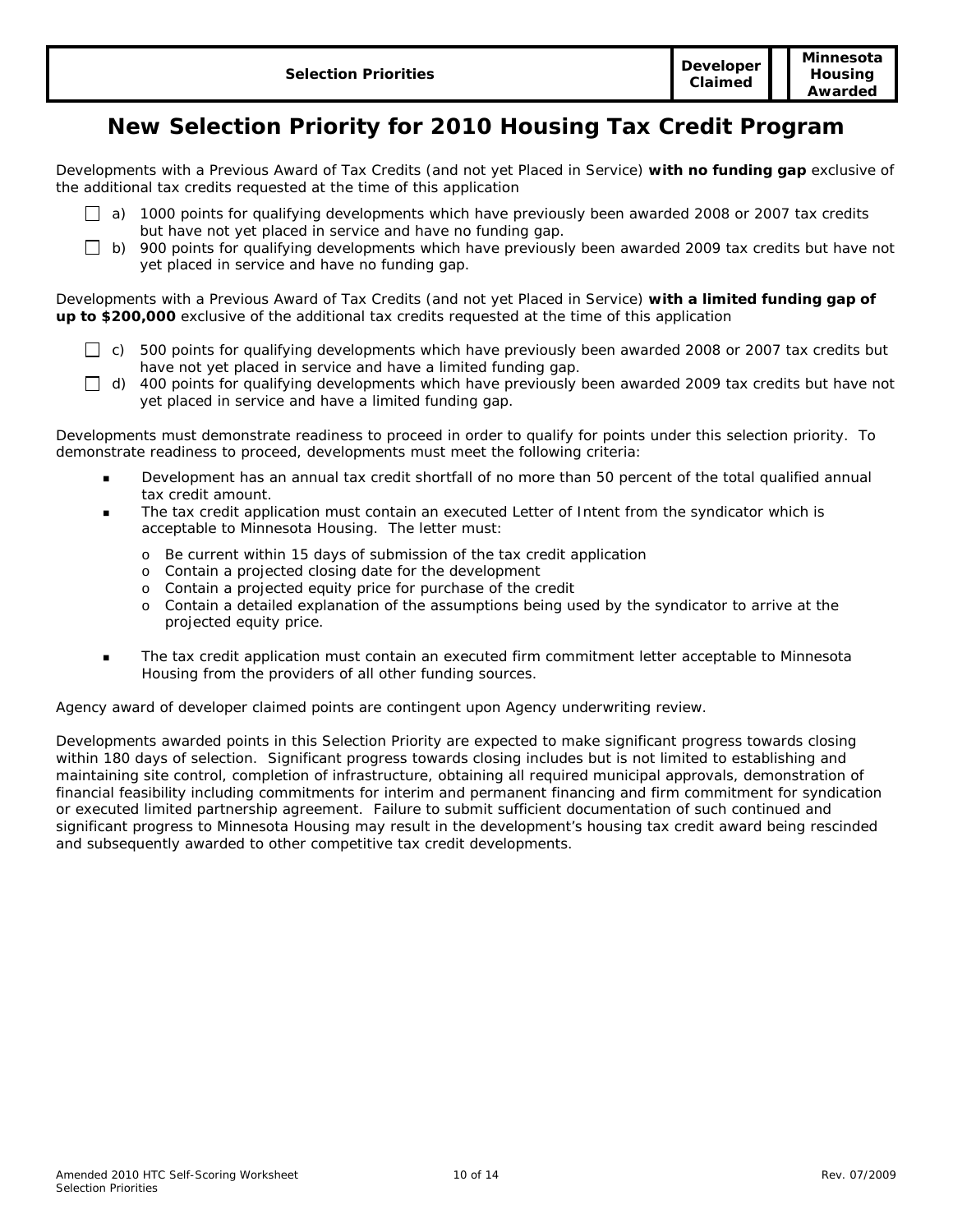| Selection Priorities | Developer Claimed | | Minnesota Housing Awarded |
|---|---|---|---|

# New Selection Priority for 2010 Housing Tax Credit Program

Developments with a Previous Award of Tax Credits (and not yet Placed in Service) **with no funding gap** exclusive of the additional tax credits requested at the time of this application

- ☐ a) 1000 points for qualifying developments which have previously been awarded 2008 or 2007 tax credits but have not yet placed in service and have no funding gap.
- ☐ b) 900 points for qualifying developments which have previously been awarded 2009 tax credits but have not yet placed in service and have no funding gap.

Developments with a Previous Award of Tax Credits (and not yet Placed in Service) **with a limited funding gap of up to $200,000** exclusive of the additional tax credits requested at the time of this application

- ☐ c) 500 points for qualifying developments which have previously been awarded 2008 or 2007 tax credits but have not yet placed in service and have a limited funding gap.
- ☐ d) 400 points for qualifying developments which have previously been awarded 2009 tax credits but have not yet placed in service and have a limited funding gap.

Developments must demonstrate readiness to proceed in order to qualify for points under this selection priority. To demonstrate readiness to proceed, developments must meet the following criteria:

- Development has an annual tax credit shortfall of no more than 50 percent of the total qualified annual tax credit amount.
- The tax credit application must contain an executed Letter of Intent from the syndicator which is acceptable to Minnesota Housing. The letter must:
  - Be current within 15 days of submission of the tax credit application
  - Contain a projected closing date for the development
  - Contain a projected equity price for purchase of the credit
  - Contain a detailed explanation of the assumptions being used by the syndicator to arrive at the projected equity price.
- The tax credit application must contain an executed firm commitment letter acceptable to Minnesota Housing from the providers of all other funding sources.

Agency award of developer claimed points are contingent upon Agency underwriting review.

Developments awarded points in this Selection Priority are expected to make significant progress towards closing within 180 days of selection. Significant progress towards closing includes but is not limited to establishing and maintaining site control, completion of infrastructure, obtaining all required municipal approvals, demonstration of financial feasibility including commitments for interim and permanent financing and firm commitment for syndication or executed limited partnership agreement. Failure to submit sufficient documentation of such continued and significant progress to Minnesota Housing may result in the development's housing tax credit award being rescinded and subsequently awarded to other competitive tax credit developments.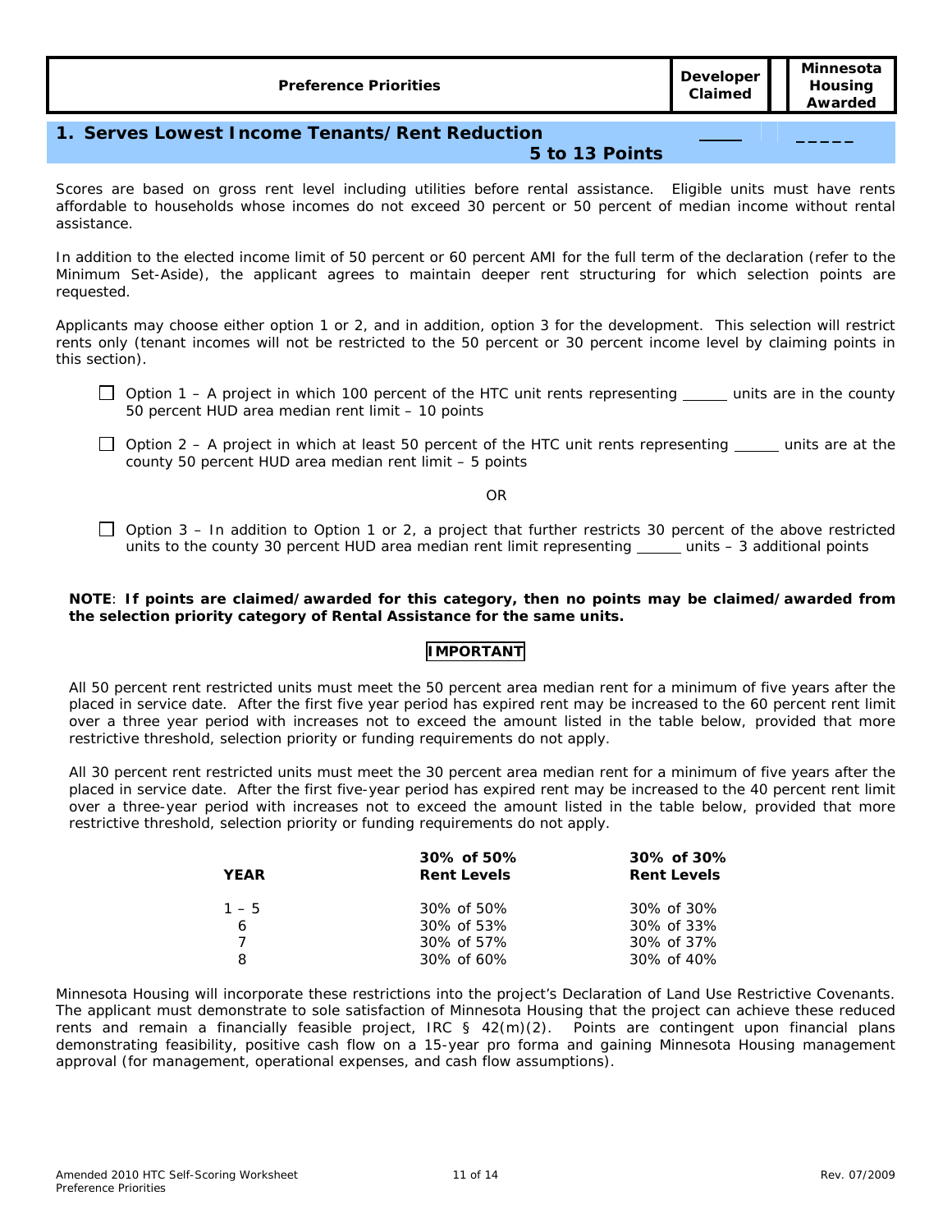| Preference Priorities | Developer Claimed | Minnesota Housing Awarded |
|---|---|---|

## 1. Serves Lowest Income Tenants/Rent Reduction

**5 to 13 Points** ____ _____

Scores are based on gross rent level including utilities before rental assistance. Eligible units must have rents affordable to households whose incomes do not exceed 30 percent or 50 percent of median income without rental assistance.

In addition to the elected income limit of 50 percent or 60 percent AMI for the full term of the declaration (refer to the Minimum Set-Aside), the applicant agrees to maintain deeper rent structuring for which selection points are requested.

Applicants may choose either option 1 or 2, and in addition, option 3 for the development. This selection will restrict rents only (tenant incomes will not be restricted to the 50 percent or 30 percent income level by claiming points in this section).

- ☐ Option 1 – A project in which 100 percent of the HTC unit rents representing ______ units are in the county 50 percent HUD area median rent limit – 10 points

- ☐ Option 2 – A project in which at least 50 percent of the HTC unit rents representing ______ units are at the county 50 percent HUD area median rent limit – 5 points

OR

- ☐ Option 3 – In addition to Option 1 or 2, a project that further restricts 30 percent of the above restricted units to the county 30 percent HUD area median rent limit representing ______ units – 3 additional points

**NOTE**: **If points are claimed/awarded for this category, then no points may be claimed/awarded from the selection priority category of Rental Assistance for the same units.**

**IMPORTANT**

All 50 percent rent restricted units must meet the 50 percent area median rent for a minimum of five years after the placed in service date. After the first five year period has expired rent may be increased to the 60 percent rent limit over a three year period with increases not to exceed the amount listed in the table below, provided that more restrictive threshold, selection priority or funding requirements do not apply.

All 30 percent rent restricted units must meet the 30 percent area median rent for a minimum of five years after the placed in service date. After the first five-year period has expired rent may be increased to the 40 percent rent limit over a three-year period with increases not to exceed the amount listed in the table below, provided that more restrictive threshold, selection priority or funding requirements do not apply.

| YEAR | 30% of 50% Rent Levels | 30% of 30% Rent Levels |
|---|---|---|
| 1 – 5 | 30% of 50% | 30% of 30% |
| 6 | 30% of 53% | 30% of 33% |
| 7 | 30% of 57% | 30% of 37% |
| 8 | 30% of 60% | 30% of 40% |

Minnesota Housing will incorporate these restrictions into the project's Declaration of Land Use Restrictive Covenants. The applicant must demonstrate to sole satisfaction of Minnesota Housing that the project can achieve these reduced rents and remain a financially feasible project, IRC § 42(m)(2). Points are contingent upon financial plans demonstrating feasibility, positive cash flow on a 15-year pro forma and gaining Minnesota Housing management approval (for management, operational expenses, and cash flow assumptions).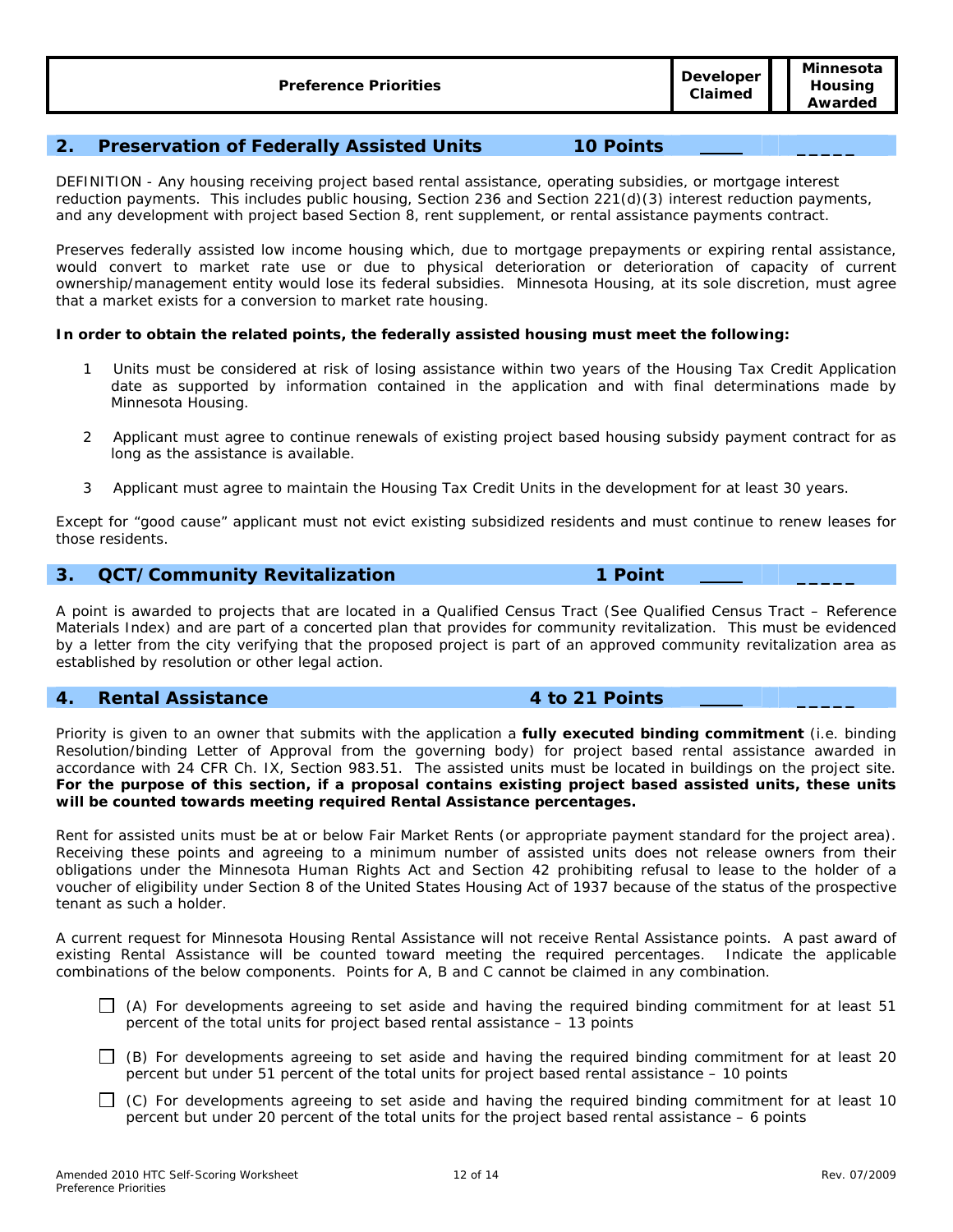| Preference Priorities | Developer Claimed | Minnesota Housing Awarded |
|---|---|---|

## 2. Preservation of Federally Assisted Units 10 Points ____ _____

DEFINITION - Any housing receiving project based rental assistance, operating subsidies, or mortgage interest reduction payments. This includes public housing, Section 236 and Section 221(d)(3) interest reduction payments, and any development with project based Section 8, rent supplement, or rental assistance payments contract.

Preserves federally assisted low income housing which, due to mortgage prepayments or expiring rental assistance, would convert to market rate use or due to physical deterioration or deterioration of capacity of current ownership/management entity would lose its federal subsidies. Minnesota Housing, at its sole discretion, must agree that a market exists for a conversion to market rate housing.

**In order to obtain the related points, the federally assisted housing must meet the following:**

1. Units must be considered at risk of losing assistance within two years of the Housing Tax Credit Application date as supported by information contained in the application and with final determinations made by Minnesota Housing.
2. Applicant must agree to continue renewals of existing project based housing subsidy payment contract for as long as the assistance is available.
3. Applicant must agree to maintain the Housing Tax Credit Units in the development for at least 30 years.

Except for "good cause" applicant must not evict existing subsidized residents and must continue to renew leases for those residents.

## 3. QCT/Community Revitalization 1 Point ____ _____

A point is awarded to projects that are located in a Qualified Census Tract (See Qualified Census Tract – Reference Materials Index) and are part of a concerted plan that provides for community revitalization. This must be evidenced by a letter from the city verifying that the proposed project is part of an approved community revitalization area as established by resolution or other legal action.

## 4. Rental Assistance 4 to 21 Points ____ _____

Priority is given to an owner that submits with the application a **fully executed binding commitment** (i.e. binding Resolution/binding Letter of Approval from the governing body) for project based rental assistance awarded in accordance with 24 CFR Ch. IX, Section 983.51. The assisted units must be located in buildings on the project site. **For the purpose of this section, if a proposal contains existing project based assisted units, these units will be counted towards meeting required Rental Assistance percentages.**

Rent for assisted units must be at or below Fair Market Rents (or appropriate payment standard for the project area). Receiving these points and agreeing to a minimum number of assisted units does not release owners from their obligations under the Minnesota Human Rights Act and Section 42 prohibiting refusal to lease to the holder of a voucher of eligibility under Section 8 of the United States Housing Act of 1937 because of the status of the prospective tenant as such a holder.

A current request for Minnesota Housing Rental Assistance will not receive Rental Assistance points. A past award of existing Rental Assistance will be counted toward meeting the required percentages. Indicate the applicable combinations of the below components. Points for A, B and C cannot be claimed in any combination.

- ☐ (A) For developments agreeing to set aside and having the required binding commitment for at least 51 percent of the total units for project based rental assistance – 13 points
- ☐ (B) For developments agreeing to set aside and having the required binding commitment for at least 20 percent but under 51 percent of the total units for project based rental assistance – 10 points
- ☐ (C) For developments agreeing to set aside and having the required binding commitment for at least 10 percent but under 20 percent of the total units for the project based rental assistance – 6 points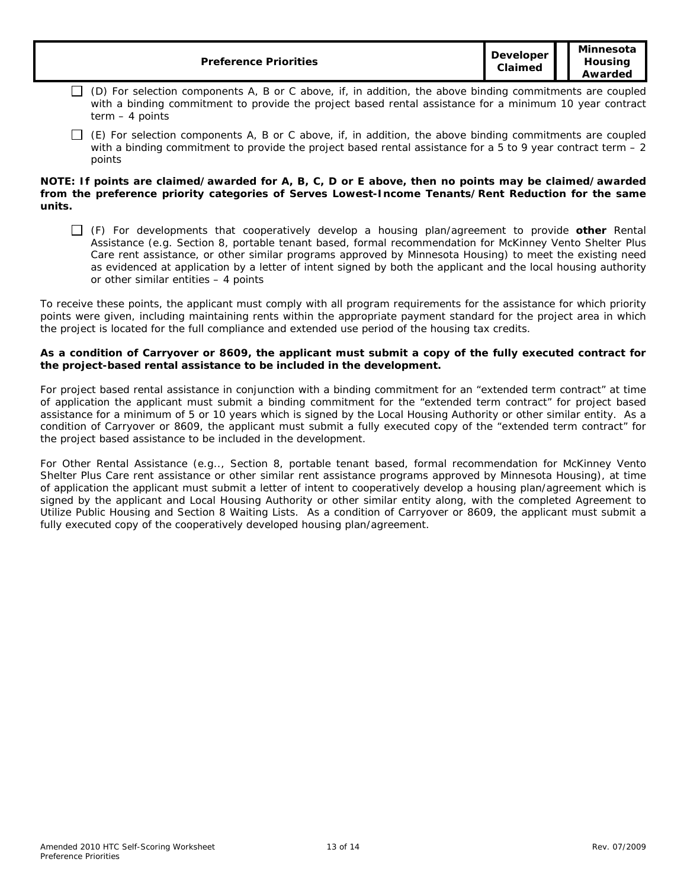| Preference Priorities | Developer Claimed | | Minnesota Housing Awarded |
|---|---|---|---|

☐ (D) For selection components A, B or C above, if, in addition, the above binding commitments are coupled with a binding commitment to provide the project based rental assistance for a minimum 10 year contract term – 4 points

☐ (E) For selection components A, B or C above, if, in addition, the above binding commitments are coupled with a binding commitment to provide the project based rental assistance for a 5 to 9 year contract term – 2 points

**NOTE: If points are claimed/awarded for A, B, C, D or E above, then no points may be claimed/awarded from the preference priority categories of Serves Lowest-Income Tenants/Rent Reduction for the same units.**

☐ (F) For developments that cooperatively develop a housing plan/agreement to provide **other** Rental Assistance (e.g. Section 8, portable tenant based, formal recommendation for McKinney Vento Shelter Plus Care rent assistance, or other similar programs approved by Minnesota Housing) to meet the existing need as evidenced at application by a letter of intent signed by both the applicant and the local housing authority or other similar entities – 4 points

To receive these points, the applicant must comply with all program requirements for the assistance for which priority points were given, including maintaining rents within the appropriate payment standard for the project area in which the project is located for the full compliance and extended use period of the housing tax credits.

**As a condition of Carryover or 8609, the applicant must submit a copy of the fully executed contract for the project-based rental assistance to be included in the development.**

For project based rental assistance in conjunction with a binding commitment for an "extended term contract" at time of application the applicant must submit a binding commitment for the "extended term contract" for project based assistance for a minimum of 5 or 10 years which is signed by the Local Housing Authority or other similar entity. As a condition of Carryover or 8609, the applicant must submit a fully executed copy of the "extended term contract" for the project based assistance to be included in the development.

For Other Rental Assistance (e.g.., Section 8, portable tenant based, formal recommendation for McKinney Vento Shelter Plus Care rent assistance or other similar rent assistance programs approved by Minnesota Housing), at time of application the applicant must submit a letter of intent to cooperatively develop a housing plan/agreement which is signed by the applicant and Local Housing Authority or other similar entity along, with the completed Agreement to Utilize Public Housing and Section 8 Waiting Lists. As a condition of Carryover or 8609, the applicant must submit a fully executed copy of the cooperatively developed housing plan/agreement.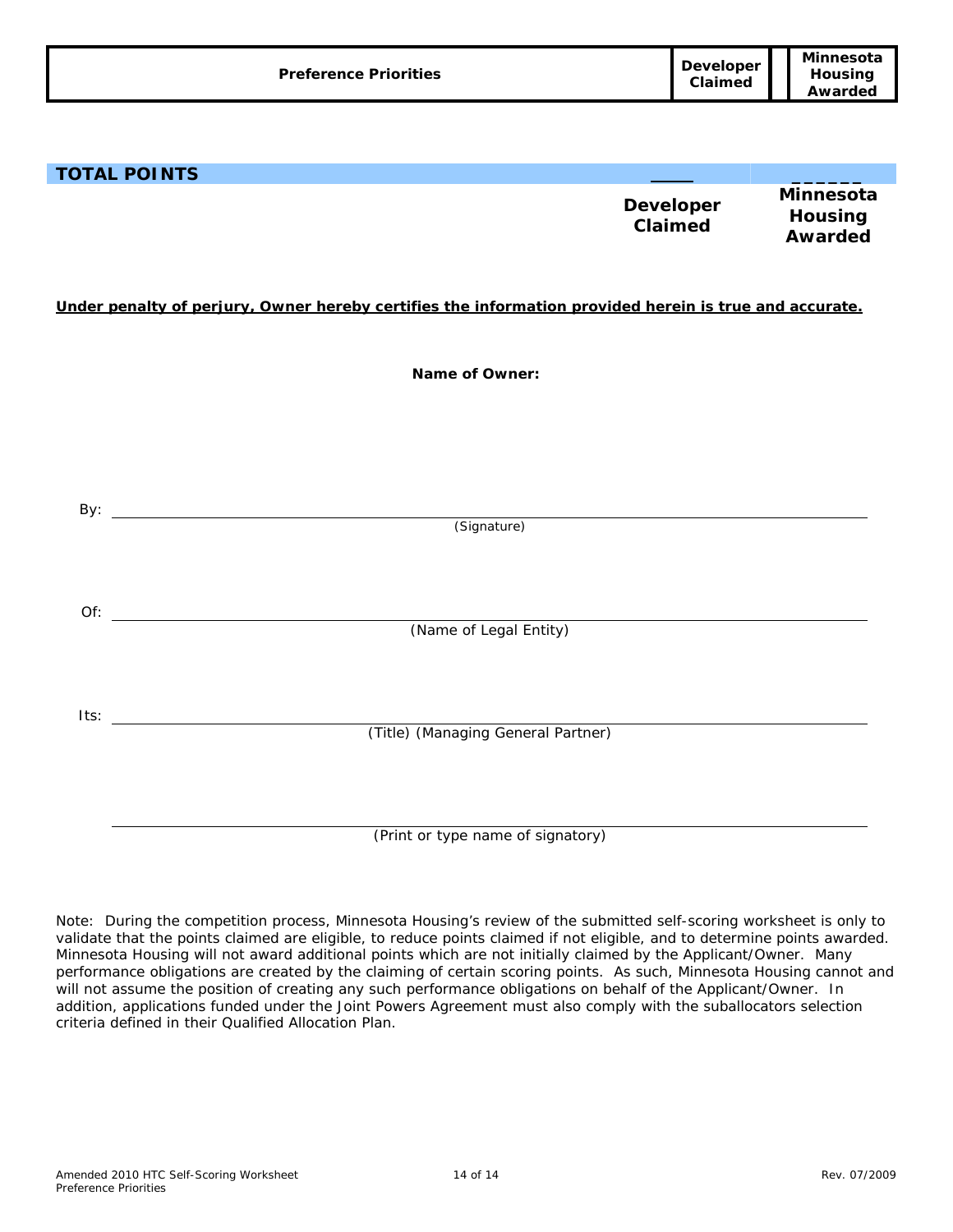| Preference Priorities | Developer Claimed | | Minnesota Housing Awarded |
|---|---|---|---|

| TOTAL POINTS | ____ | ______ |
|---|---|---|
| | **Developer Claimed** | **Minnesota Housing Awarded** |

**Under penalty of perjury, Owner hereby certifies the information provided herein is true and accurate.**

**Name of Owner:**

By: ______________________________________________
(Signature)

Of: ______________________________________________
(Name of Legal Entity)

Its: ______________________________________________
(Title) (Managing General Partner)

______________________________________________
(Print or type name of signatory)

Note: During the competition process, Minnesota Housing's review of the submitted self-scoring worksheet is only to validate that the points claimed are eligible, to reduce points claimed if not eligible, and to determine points awarded. Minnesota Housing will not award additional points which are not initially claimed by the Applicant/Owner. Many performance obligations are created by the claiming of certain scoring points. As such, Minnesota Housing cannot and will not assume the position of creating any such performance obligations on behalf of the Applicant/Owner. In addition, applications funded under the Joint Powers Agreement must also comply with the suballocators selection criteria defined in their Qualified Allocation Plan.